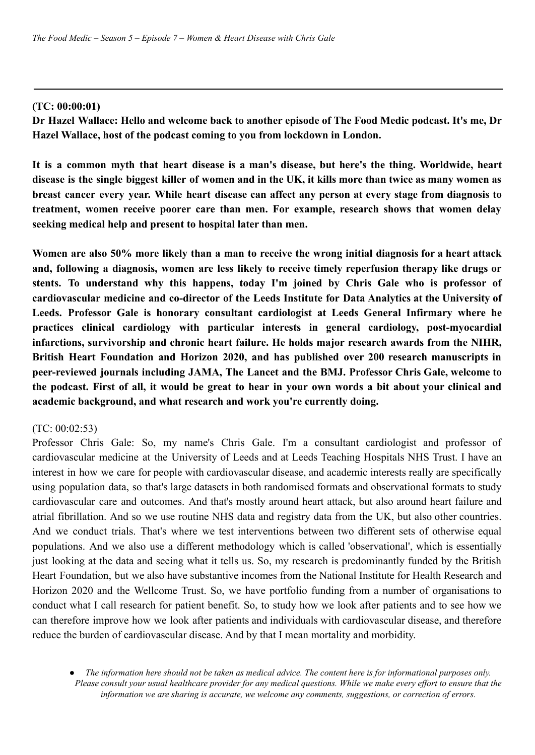**(TC: 00:00:01)**

**Dr Hazel Wallace: Hello and welcome back to another episode of The Food Medic podcast. It's me, Dr Hazel Wallace, host of the podcast coming to you from lockdown in London.**

**It is a common myth that heart disease is a man's disease, but here's the thing. Worldwide, heart disease is the single biggest killer of women and in the UK, it kills more than twice as many women as breast cancer every year. While heart disease can affect any person at every stage from diagnosis to treatment, women receive poorer care than men. For example, research shows that women delay seeking medical help and present to hospital later than men.**

**Women are also 50% more likely than a man to receive the wrong initial diagnosis for a heart attack and, following a diagnosis, women are less likely to receive timely reperfusion therapy like drugs or stents. To understand why this happens, today I'm joined by Chris Gale who is professor of cardiovascular medicine and co-director of the Leeds Institute for Data Analytics at the University of Leeds. Professor Gale is honorary consultant cardiologist at Leeds General Infirmary where he practices clinical cardiology with particular interests in general cardiology, post-myocardial infarctions, survivorship and chronic heart failure. He holds major research awards from the NIHR, British Heart Foundation and Horizon 2020, and has published over 200 research manuscripts in peer-reviewed journals including JAMA, The Lancet and the BMJ. Professor Chris Gale, welcome to the podcast. First of all, it would be great to hear in your own words a bit about your clinical and academic background, and what research and work you're currently doing.**

(TC: 00:02:53)

Professor Chris Gale: So, my name's Chris Gale. I'm a consultant cardiologist and professor of cardiovascular medicine at the University of Leeds and at Leeds Teaching Hospitals NHS Trust. I have an interest in how we care for people with cardiovascular disease, and academic interests really are specifically using population data, so that's large datasets in both randomised formats and observational formats to study cardiovascular care and outcomes. And that's mostly around heart attack, but also around heart failure and atrial fibrillation. And so we use routine NHS data and registry data from the UK, but also other countries. And we conduct trials. That's where we test interventions between two different sets of otherwise equal populations. And we also use a different methodology which is called 'observational', which is essentially just looking at the data and seeing what it tells us. So, my research is predominantly funded by the British Heart Foundation, but we also have substantive incomes from the National Institute for Health Research and Horizon 2020 and the Wellcome Trust. So, we have portfolio funding from a number of organisations to conduct what I call research for patient benefit. So, to study how we look after patients and to see how we can therefore improve how we look after patients and individuals with cardiovascular disease, and therefore reduce the burden of cardiovascular disease. And by that I mean mortality and morbidity.

- *The information here should not be taken as medical advice. The content here is for informational purposes only. Please consult your usual healthcare provider for any medical questions. While we make every effort to ensure that the information we are sharing is accurate, we welcome any comments, suggestions, or correction of errors.*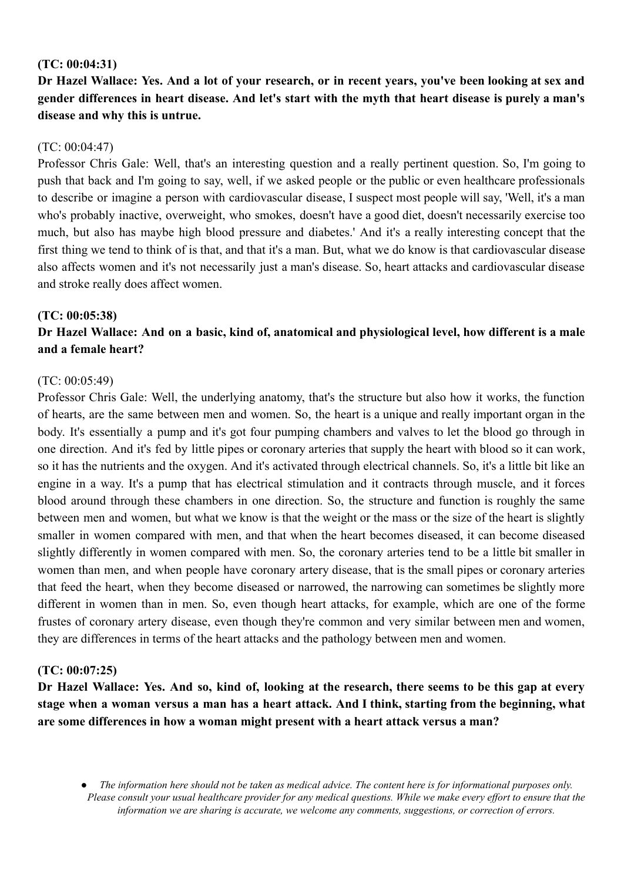**(TC: 00:04:31)**

**Dr Hazel Wallace: Yes. And a lot of your research, or in recent years, you've been looking at sex and gender differences in heart disease. And let's start with the myth that heart disease is purely a man's disease and why this is untrue.**

(TC: 00:04:47)

Professor Chris Gale: Well, that's an interesting question and a really pertinent question. So, I'm going to push that back and I'm going to say, well, if we asked people or the public or even healthcare professionals to describe or imagine a person with cardiovascular disease, I suspect most people will say, 'Well, it's a man who's probably inactive, overweight, who smokes, doesn't have a good diet, doesn't necessarily exercise too much, but also has maybe high blood pressure and diabetes.' And it's a really interesting concept that the first thing we tend to think of is that, and that it's a man. But, what we do know is that cardiovascular disease also affects women and it's not necessarily just a man's disease. So, heart attacks and cardiovascular disease and stroke really does affect women.

**(TC: 00:05:38)**

**Dr Hazel Wallace: And on a basic, kind of, anatomical and physiological level, how different is a male and a female heart?**

(TC: 00:05:49)

Professor Chris Gale: Well, the underlying anatomy, that's the structure but also how it works, the function of hearts, are the same between men and women. So, the heart is a unique and really important organ in the body. It's essentially a pump and it's got four pumping chambers and valves to let the blood go through in one direction. And it's fed by little pipes or coronary arteries that supply the heart with blood so it can work, so it has the nutrients and the oxygen. And it's activated through electrical channels. So, it's a little bit like an engine in a way. It's a pump that has electrical stimulation and it contracts through muscle, and it forces blood around through these chambers in one direction. So, the structure and function is roughly the same between men and women, but what we know is that the weight or the mass or the size of the heart is slightly smaller in women compared with men, and that when the heart becomes diseased, it can become diseased slightly differently in women compared with men. So, the coronary arteries tend to be a little bit smaller in women than men, and when people have coronary artery disease, that is the small pipes or coronary arteries that feed the heart, when they become diseased or narrowed, the narrowing can sometimes be slightly more different in women than in men. So, even though heart attacks, for example, which are one of the forme frustes of coronary artery disease, even though they're common and very similar between men and women, they are differences in terms of the heart attacks and the pathology between men and women.

**(TC: 00:07:25)**

**Dr Hazel Wallace: Yes. And so, kind of, looking at the research, there seems to be this gap at every stage when a woman versus a man has a heart attack. And I think, starting from the beginning, what are some differences in how a woman might present with a heart attack versus a man?**

- *The information here should not be taken as medical advice. The content here is for informational purposes only. Please consult your usual healthcare provider for any medical questions. While we make every effort to ensure that the information we are sharing is accurate, we welcome any comments, suggestions, or correction of errors.*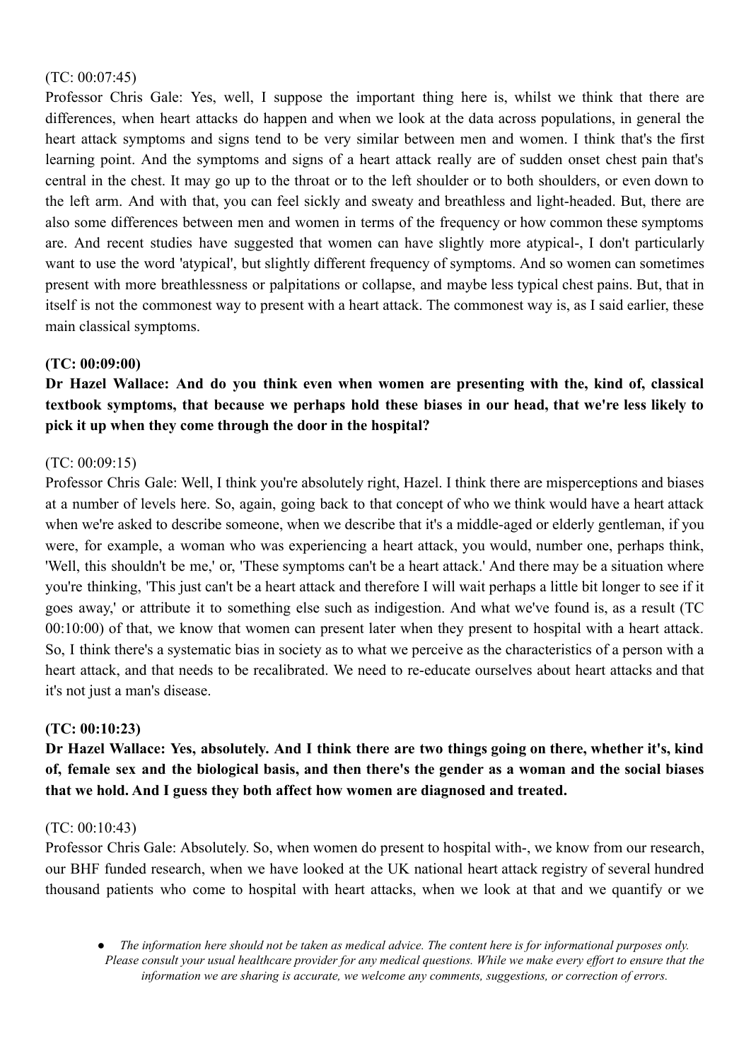(TC: 00:07:45)
Professor Chris Gale: Yes, well, I suppose the important thing here is, whilst we think that there are differences, when heart attacks do happen and when we look at the data across populations, in general the heart attack symptoms and signs tend to be very similar between men and women. I think that's the first learning point. And the symptoms and signs of a heart attack really are of sudden onset chest pain that's central in the chest. It may go up to the throat or to the left shoulder or to both shoulders, or even down to the left arm. And with that, you can feel sickly and sweaty and breathless and light-headed. But, there are also some differences between men and women in terms of the frequency or how common these symptoms are. And recent studies have suggested that women can have slightly more atypical-, I don't particularly want to use the word 'atypical', but slightly different frequency of symptoms. And so women can sometimes present with more breathlessness or palpitations or collapse, and maybe less typical chest pains. But, that in itself is not the commonest way to present with a heart attack. The commonest way is, as I said earlier, these main classical symptoms.

**(TC: 00:09:00)**

**Dr Hazel Wallace: And do you think even when women are presenting with the, kind of, classical textbook symptoms, that because we perhaps hold these biases in our head, that we're less likely to pick it up when they come through the door in the hospital?**

(TC: 00:09:15)
Professor Chris Gale: Well, I think you're absolutely right, Hazel. I think there are misperceptions and biases at a number of levels here. So, again, going back to that concept of who we think would have a heart attack when we're asked to describe someone, when we describe that it's a middle-aged or elderly gentleman, if you were, for example, a woman who was experiencing a heart attack, you would, number one, perhaps think, 'Well, this shouldn't be me,' or, 'These symptoms can't be a heart attack.' And there may be a situation where you're thinking, 'This just can't be a heart attack and therefore I will wait perhaps a little bit longer to see if it goes away,' or attribute it to something else such as indigestion. And what we've found is, as a result (TC 00:10:00) of that, we know that women can present later when they present to hospital with a heart attack. So, I think there's a systematic bias in society as to what we perceive as the characteristics of a person with a heart attack, and that needs to be recalibrated. We need to re-educate ourselves about heart attacks and that it's not just a man's disease.

**(TC: 00:10:23)**

**Dr Hazel Wallace: Yes, absolutely. And I think there are two things going on there, whether it's, kind of, female sex and the biological basis, and then there's the gender as a woman and the social biases that we hold. And I guess they both affect how women are diagnosed and treated.**

(TC: 00:10:43)
Professor Chris Gale: Absolutely. So, when women do present to hospital with-, we know from our research, our BHF funded research, when we have looked at the UK national heart attack registry of several hundred thousand patients who come to hospital with heart attacks, when we look at that and we quantify or we

- *The information here should not be taken as medical advice. The content here is for informational purposes only. Please consult your usual healthcare provider for any medical questions. While we make every effort to ensure that the information we are sharing is accurate, we welcome any comments, suggestions, or correction of errors.*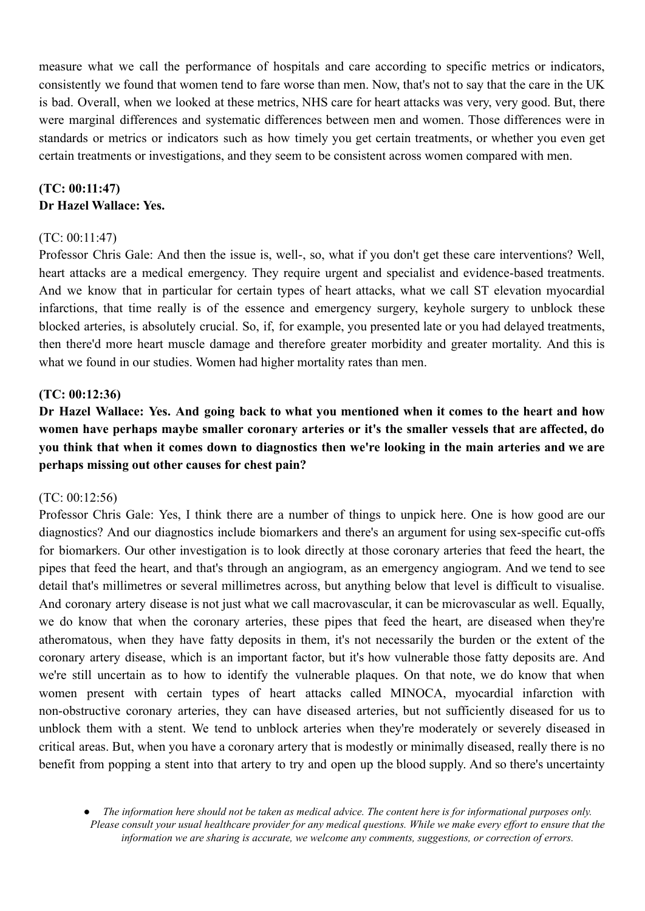measure what we call the performance of hospitals and care according to specific metrics or indicators, consistently we found that women tend to fare worse than men. Now, that's not to say that the care in the UK is bad. Overall, when we looked at these metrics, NHS care for heart attacks was very, very good. But, there were marginal differences and systematic differences between men and women. Those differences were in standards or metrics or indicators such as how timely you get certain treatments, or whether you even get certain treatments or investigations, and they seem to be consistent across women compared with men.

**(TC: 00:11:47)**
**Dr Hazel Wallace: Yes.**

(TC: 00:11:47)
Professor Chris Gale: And then the issue is, well-, so, what if you don't get these care interventions? Well, heart attacks are a medical emergency. They require urgent and specialist and evidence-based treatments. And we know that in particular for certain types of heart attacks, what we call ST elevation myocardial infarctions, that time really is of the essence and emergency surgery, keyhole surgery to unblock these blocked arteries, is absolutely crucial. So, if, for example, you presented late or you had delayed treatments, then there'd more heart muscle damage and therefore greater morbidity and greater mortality. And this is what we found in our studies. Women had higher mortality rates than men.

**(TC: 00:12:36)**
**Dr Hazel Wallace: Yes. And going back to what you mentioned when it comes to the heart and how women have perhaps maybe smaller coronary arteries or it's the smaller vessels that are affected, do you think that when it comes down to diagnostics then we're looking in the main arteries and we are perhaps missing out other causes for chest pain?**

(TC: 00:12:56)
Professor Chris Gale: Yes, I think there are a number of things to unpick here. One is how good are our diagnostics? And our diagnostics include biomarkers and there's an argument for using sex-specific cut-offs for biomarkers. Our other investigation is to look directly at those coronary arteries that feed the heart, the pipes that feed the heart, and that's through an angiogram, as an emergency angiogram. And we tend to see detail that's millimetres or several millimetres across, but anything below that level is difficult to visualise. And coronary artery disease is not just what we call macrovascular, it can be microvascular as well. Equally, we do know that when the coronary arteries, these pipes that feed the heart, are diseased when they're atheromatous, when they have fatty deposits in them, it's not necessarily the burden or the extent of the coronary artery disease, which is an important factor, but it's how vulnerable those fatty deposits are. And we're still uncertain as to how to identify the vulnerable plaques. On that note, we do know that when women present with certain types of heart attacks called MINOCA, myocardial infarction with non-obstructive coronary arteries, they can have diseased arteries, but not sufficiently diseased for us to unblock them with a stent. We tend to unblock arteries when they're moderately or severely diseased in critical areas. But, when you have a coronary artery that is modestly or minimally diseased, really there is no benefit from popping a stent into that artery to try and open up the blood supply. And so there's uncertainty

- *The information here should not be taken as medical advice. The content here is for informational purposes only. Please consult your usual healthcare provider for any medical questions. While we make every effort to ensure that the information we are sharing is accurate, we welcome any comments, suggestions, or correction of errors.*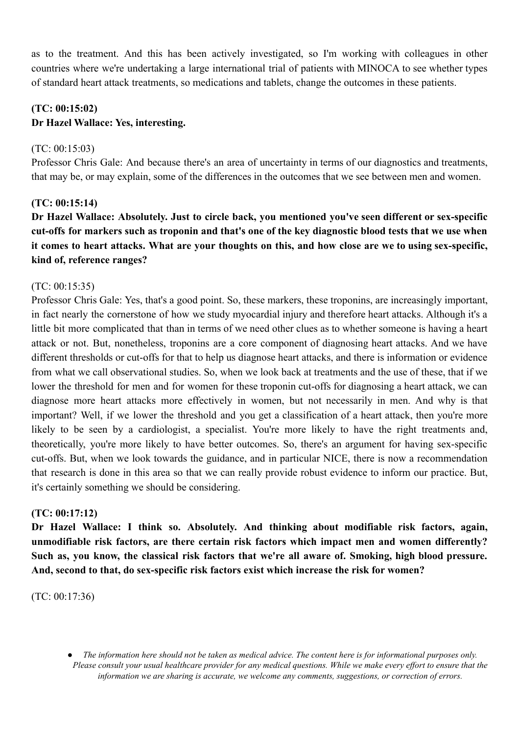as to the treatment. And this has been actively investigated, so I'm working with colleagues in other countries where we're undertaking a large international trial of patients with MINOCA to see whether types of standard heart attack treatments, so medications and tablets, change the outcomes in these patients.

**(TC: 00:15:02)**
**Dr Hazel Wallace: Yes, interesting.**

(TC: 00:15:03)
Professor Chris Gale: And because there's an area of uncertainty in terms of our diagnostics and treatments, that may be, or may explain, some of the differences in the outcomes that we see between men and women.

**(TC: 00:15:14)**
**Dr Hazel Wallace: Absolutely. Just to circle back, you mentioned you've seen different or sex-specific cut-offs for markers such as troponin and that's one of the key diagnostic blood tests that we use when it comes to heart attacks. What are your thoughts on this, and how close are we to using sex-specific, kind of, reference ranges?**

(TC: 00:15:35)
Professor Chris Gale: Yes, that's a good point. So, these markers, these troponins, are increasingly important, in fact nearly the cornerstone of how we study myocardial injury and therefore heart attacks. Although it's a little bit more complicated that than in terms of we need other clues as to whether someone is having a heart attack or not. But, nonetheless, troponins are a core component of diagnosing heart attacks. And we have different thresholds or cut-offs for that to help us diagnose heart attacks, and there is information or evidence from what we call observational studies. So, when we look back at treatments and the use of these, that if we lower the threshold for men and for women for these troponin cut-offs for diagnosing a heart attack, we can diagnose more heart attacks more effectively in women, but not necessarily in men. And why is that important? Well, if we lower the threshold and you get a classification of a heart attack, then you're more likely to be seen by a cardiologist, a specialist. You're more likely to have the right treatments and, theoretically, you're more likely to have better outcomes. So, there's an argument for having sex-specific cut-offs. But, when we look towards the guidance, and in particular NICE, there is now a recommendation that research is done in this area so that we can really provide robust evidence to inform our practice. But, it's certainly something we should be considering.

**(TC: 00:17:12)**
**Dr Hazel Wallace: I think so. Absolutely. And thinking about modifiable risk factors, again, unmodifiable risk factors, are there certain risk factors which impact men and women differently? Such as, you know, the classical risk factors that we're all aware of. Smoking, high blood pressure. And, second to that, do sex-specific risk factors exist which increase the risk for women?**

(TC: 00:17:36)

- *The information here should not be taken as medical advice. The content here is for informational purposes only. Please consult your usual healthcare provider for any medical questions. While we make every effort to ensure that the information we are sharing is accurate, we welcome any comments, suggestions, or correction of errors.*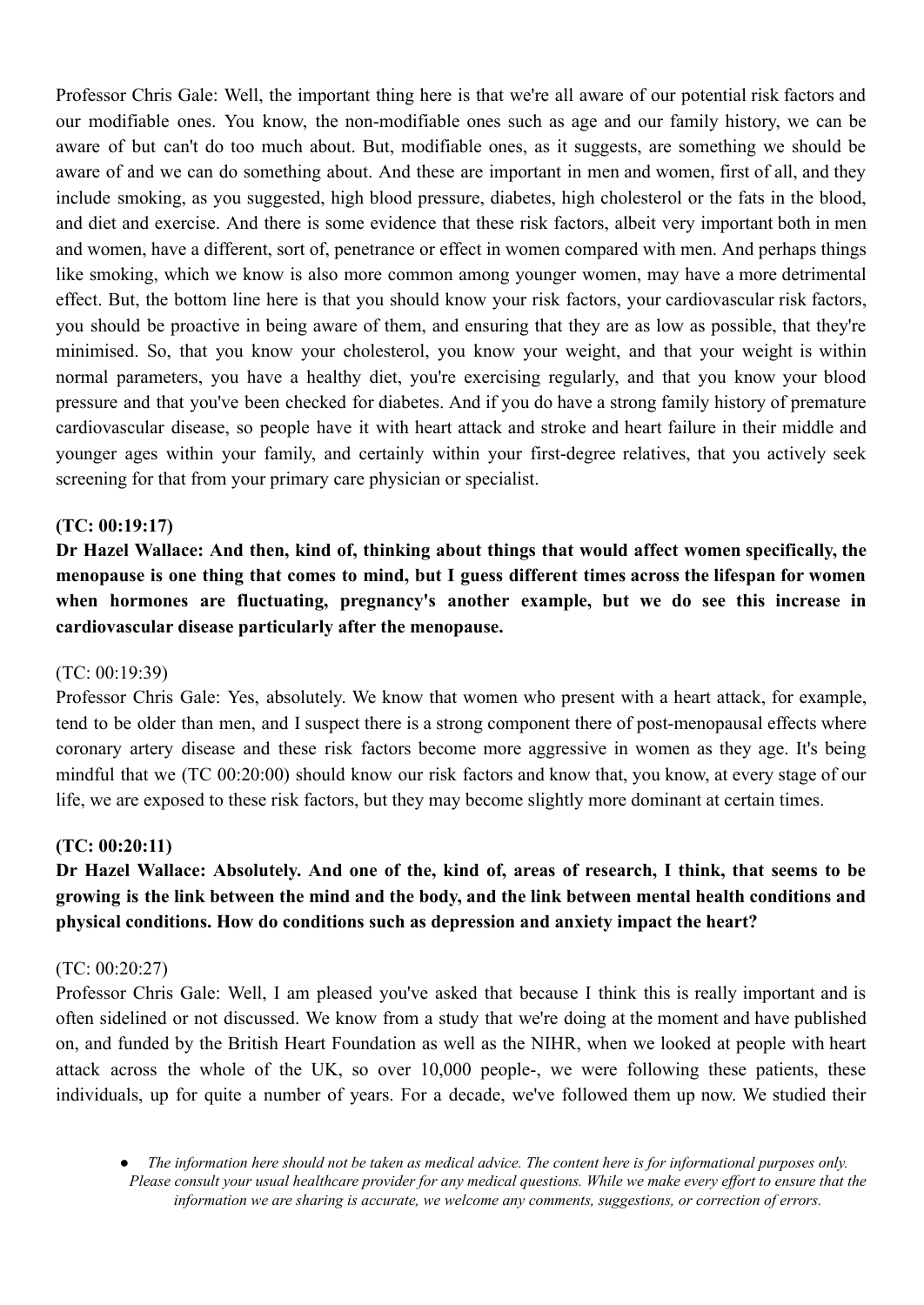Professor Chris Gale: Well, the important thing here is that we're all aware of our potential risk factors and our modifiable ones. You know, the non-modifiable ones such as age and our family history, we can be aware of but can't do too much about. But, modifiable ones, as it suggests, are something we should be aware of and we can do something about. And these are important in men and women, first of all, and they include smoking, as you suggested, high blood pressure, diabetes, high cholesterol or the fats in the blood, and diet and exercise. And there is some evidence that these risk factors, albeit very important both in men and women, have a different, sort of, penetrance or effect in women compared with men. And perhaps things like smoking, which we know is also more common among younger women, may have a more detrimental effect. But, the bottom line here is that you should know your risk factors, your cardiovascular risk factors, you should be proactive in being aware of them, and ensuring that they are as low as possible, that they're minimised. So, that you know your cholesterol, you know your weight, and that your weight is within normal parameters, you have a healthy diet, you're exercising regularly, and that you know your blood pressure and that you've been checked for diabetes. And if you do have a strong family history of premature cardiovascular disease, so people have it with heart attack and stroke and heart failure in their middle and younger ages within your family, and certainly within your first-degree relatives, that you actively seek screening for that from your primary care physician or specialist.

**(TC: 00:19:17)**

**Dr Hazel Wallace: And then, kind of, thinking about things that would affect women specifically, the menopause is one thing that comes to mind, but I guess different times across the lifespan for women when hormones are fluctuating, pregnancy's another example, but we do see this increase in cardiovascular disease particularly after the menopause.**

(TC: 00:19:39)

Professor Chris Gale: Yes, absolutely. We know that women who present with a heart attack, for example, tend to be older than men, and I suspect there is a strong component there of post-menopausal effects where coronary artery disease and these risk factors become more aggressive in women as they age. It's being mindful that we (TC 00:20:00) should know our risk factors and know that, you know, at every stage of our life, we are exposed to these risk factors, but they may become slightly more dominant at certain times.

**(TC: 00:20:11)**

**Dr Hazel Wallace: Absolutely. And one of the, kind of, areas of research, I think, that seems to be growing is the link between the mind and the body, and the link between mental health conditions and physical conditions. How do conditions such as depression and anxiety impact the heart?**

(TC: 00:20:27)

Professor Chris Gale: Well, I am pleased you've asked that because I think this is really important and is often sidelined or not discussed. We know from a study that we're doing at the moment and have published on, and funded by the British Heart Foundation as well as the NIHR, when we looked at people with heart attack across the whole of the UK, so over 10,000 people-, we were following these patients, these individuals, up for quite a number of years. For a decade, we've followed them up now. We studied their

- *The information here should not be taken as medical advice. The content here is for informational purposes only. Please consult your usual healthcare provider for any medical questions. While we make every effort to ensure that the information we are sharing is accurate, we welcome any comments, suggestions, or correction of errors.*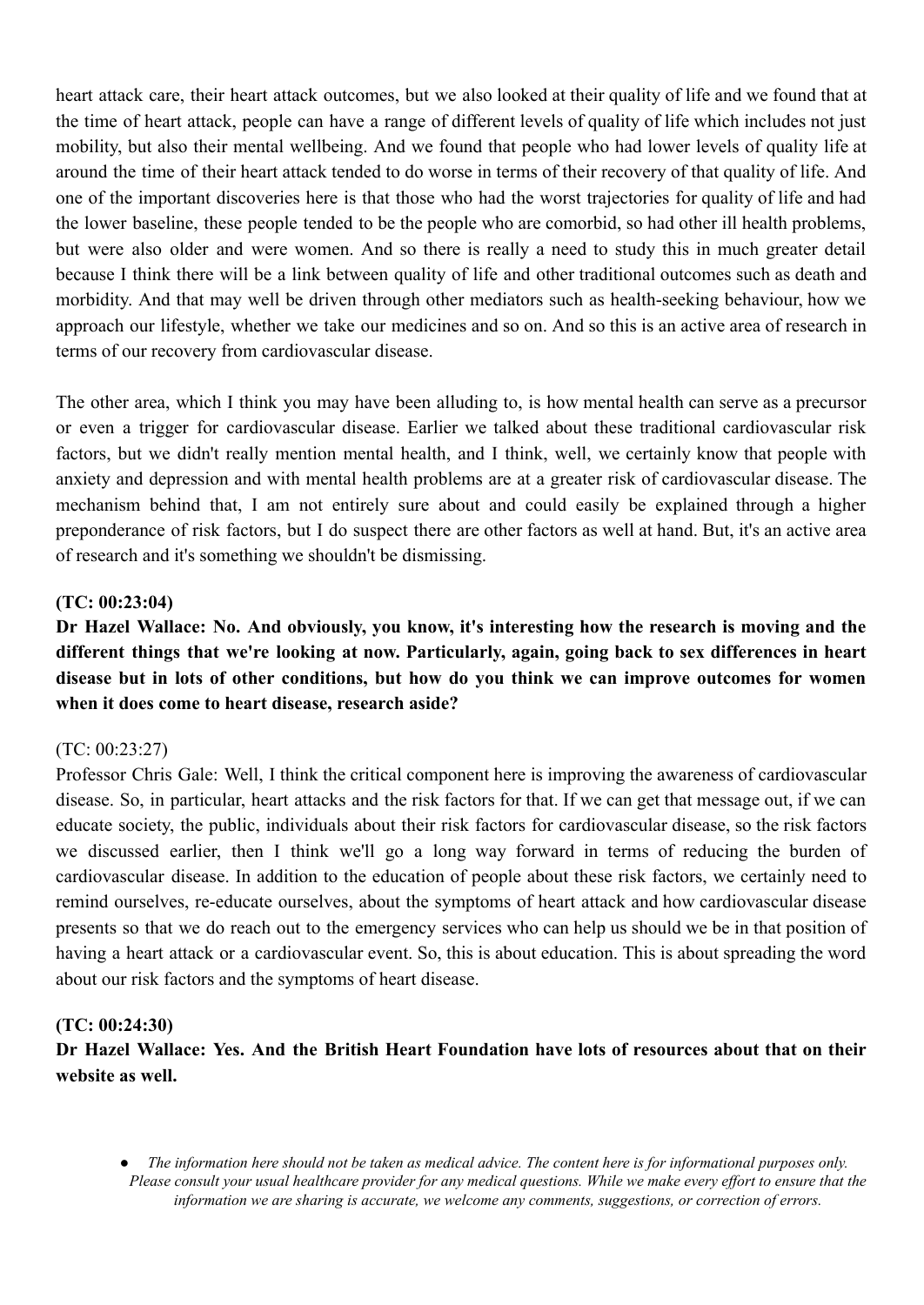heart attack care, their heart attack outcomes, but we also looked at their quality of life and we found that at the time of heart attack, people can have a range of different levels of quality of life which includes not just mobility, but also their mental wellbeing. And we found that people who had lower levels of quality life at around the time of their heart attack tended to do worse in terms of their recovery of that quality of life. And one of the important discoveries here is that those who had the worst trajectories for quality of life and had the lower baseline, these people tended to be the people who are comorbid, so had other ill health problems, but were also older and were women. And so there is really a need to study this in much greater detail because I think there will be a link between quality of life and other traditional outcomes such as death and morbidity. And that may well be driven through other mediators such as health-seeking behaviour, how we approach our lifestyle, whether we take our medicines and so on. And so this is an active area of research in terms of our recovery from cardiovascular disease.

The other area, which I think you may have been alluding to, is how mental health can serve as a precursor or even a trigger for cardiovascular disease. Earlier we talked about these traditional cardiovascular risk factors, but we didn't really mention mental health, and I think, well, we certainly know that people with anxiety and depression and with mental health problems are at a greater risk of cardiovascular disease. The mechanism behind that, I am not entirely sure about and could easily be explained through a higher preponderance of risk factors, but I do suspect there are other factors as well at hand. But, it's an active area of research and it's something we shouldn't be dismissing.

**(TC: 00:23:04)**

**Dr Hazel Wallace: No. And obviously, you know, it's interesting how the research is moving and the different things that we're looking at now. Particularly, again, going back to sex differences in heart disease but in lots of other conditions, but how do you think we can improve outcomes for women when it does come to heart disease, research aside?**

(TC: 00:23:27)

Professor Chris Gale: Well, I think the critical component here is improving the awareness of cardiovascular disease. So, in particular, heart attacks and the risk factors for that. If we can get that message out, if we can educate society, the public, individuals about their risk factors for cardiovascular disease, so the risk factors we discussed earlier, then I think we'll go a long way forward in terms of reducing the burden of cardiovascular disease. In addition to the education of people about these risk factors, we certainly need to remind ourselves, re-educate ourselves, about the symptoms of heart attack and how cardiovascular disease presents so that we do reach out to the emergency services who can help us should we be in that position of having a heart attack or a cardiovascular event. So, this is about education. This is about spreading the word about our risk factors and the symptoms of heart disease.

**(TC: 00:24:30)**

**Dr Hazel Wallace: Yes. And the British Heart Foundation have lots of resources about that on their website as well.**

- *The information here should not be taken as medical advice. The content here is for informational purposes only. Please consult your usual healthcare provider for any medical questions. While we make every effort to ensure that the information we are sharing is accurate, we welcome any comments, suggestions, or correction of errors.*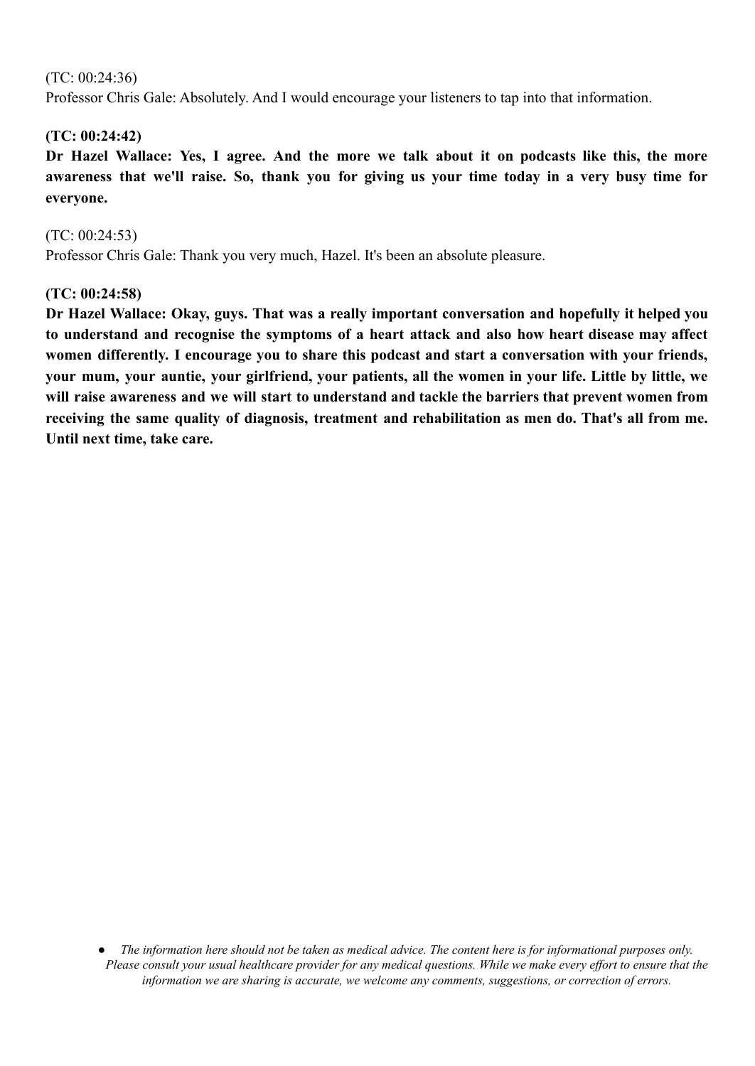(TC: 00:24:36)
Professor Chris Gale: Absolutely. And I would encourage your listeners to tap into that information.

**(TC: 00:24:42)**
**Dr Hazel Wallace: Yes, I agree. And the more we talk about it on podcasts like this, the more awareness that we'll raise. So, thank you for giving us your time today in a very busy time for everyone.**

(TC: 00:24:53)
Professor Chris Gale: Thank you very much, Hazel. It's been an absolute pleasure.

**(TC: 00:24:58)**
**Dr Hazel Wallace: Okay, guys. That was a really important conversation and hopefully it helped you to understand and recognise the symptoms of a heart attack and also how heart disease may affect women differently. I encourage you to share this podcast and start a conversation with your friends, your mum, your auntie, your girlfriend, your patients, all the women in your life. Little by little, we will raise awareness and we will start to understand and tackle the barriers that prevent women from receiving the same quality of diagnosis, treatment and rehabilitation as men do. That's all from me. Until next time, take care.**

- *The information here should not be taken as medical advice. The content here is for informational purposes only. Please consult your usual healthcare provider for any medical questions. While we make every effort to ensure that the information we are sharing is accurate, we welcome any comments, suggestions, or correction of errors.*